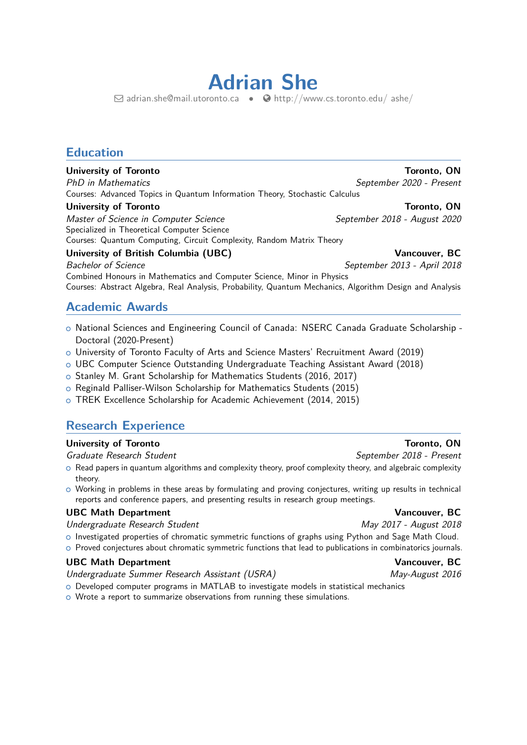# Adrian She

adrian.she@mail.utoronto.ca • http://www.cs.toronto.edu/ ashe/

## Education

**University of Toronto** — **Toronto, ON**
*PhD in Mathematics* — *September 2020 - Present*
Courses: Advanced Topics in Quantum Information Theory, Stochastic Calculus

**University of Toronto** — **Toronto, ON**
*Master of Science in Computer Science* — *September 2018 - August 2020*
Specialized in Theoretical Computer Science
Courses: Quantum Computing, Circuit Complexity, Random Matrix Theory

**University of British Columbia (UBC)** — **Vancouver, BC**
*Bachelor of Science* — *September 2013 - April 2018*
Combined Honours in Mathematics and Computer Science, Minor in Physics
Courses: Abstract Algebra, Real Analysis, Probability, Quantum Mechanics, Algorithm Design and Analysis

## Academic Awards

- National Sciences and Engineering Council of Canada: NSERC Canada Graduate Scholarship - Doctoral (2020-Present)
- University of Toronto Faculty of Arts and Science Masters' Recruitment Award (2019)
- UBC Computer Science Outstanding Undergraduate Teaching Assistant Award (2018)
- Stanley M. Grant Scholarship for Mathematics Students (2016, 2017)
- Reginald Palliser-Wilson Scholarship for Mathematics Students (2015)
- TREK Excellence Scholarship for Academic Achievement (2014, 2015)

## Research Experience

**University of Toronto** — **Toronto, ON**
*Graduate Research Student* — *September 2018 - Present*

- Read papers in quantum algorithms and complexity theory, proof complexity theory, and algebraic complexity theory.
- Working in problems in these areas by formulating and proving conjectures, writing up results in technical reports and conference papers, and presenting results in research group meetings.

**UBC Math Department** — **Vancouver, BC**
*Undergraduate Research Student* — *May 2017 - August 2018*

- Investigated properties of chromatic symmetric functions of graphs using Python and Sage Math Cloud.
- Proved conjectures about chromatic symmetric functions that lead to publications in combinatorics journals.

**UBC Math Department** — **Vancouver, BC**
*Undergraduate Summer Research Assistant (USRA)* — *May-August 2016*

- Developed computer programs in MATLAB to investigate models in statistical mechanics
- Wrote a report to summarize observations from running these simulations.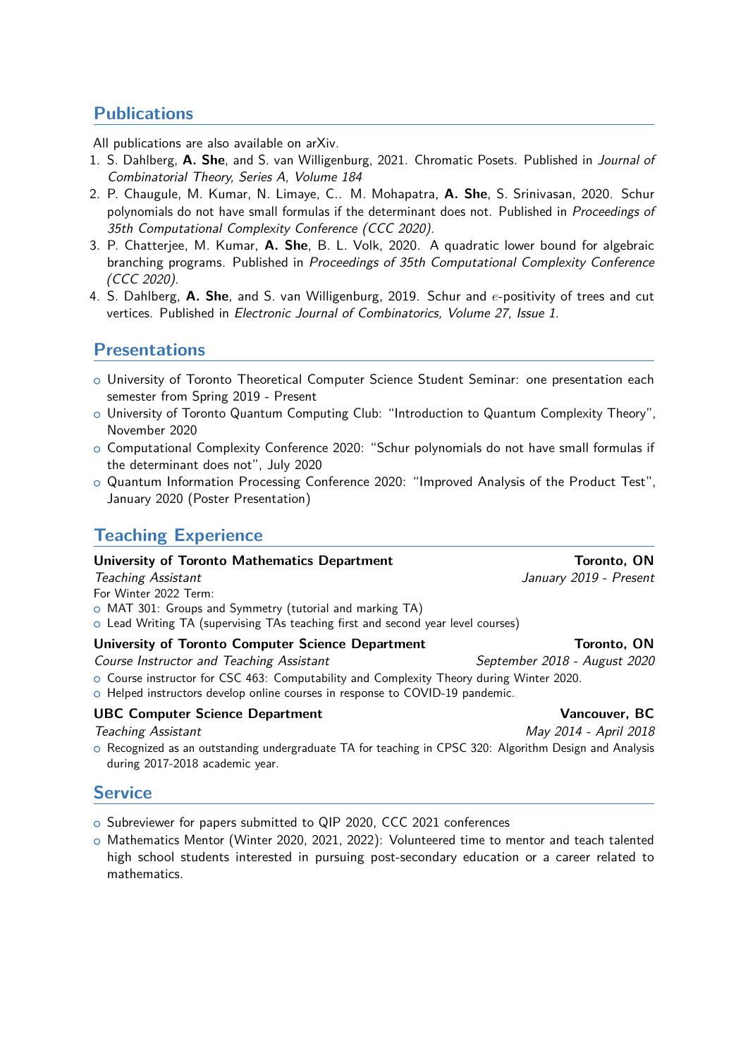## Publications

All publications are also available on arXiv.

1. S. Dahlberg, **A. She**, and S. van Willigenburg, 2021. Chromatic Posets. Published in *Journal of Combinatorial Theory, Series A, Volume 184*
2. P. Chaugule, M. Kumar, N. Limaye, C.. M. Mohapatra, **A. She**, S. Srinivasan, 2020. Schur polynomials do not have small formulas if the determinant does not. Published in *Proceedings of 35th Computational Complexity Conference (CCC 2020).*
3. P. Chatterjee, M. Kumar, **A. She**, B. L. Volk, 2020. A quadratic lower bound for algebraic branching programs. Published in *Proceedings of 35th Computational Complexity Conference (CCC 2020).*
4. S. Dahlberg, **A. She**, and S. van Willigenburg, 2019. Schur and $e$-positivity of trees and cut vertices. Published in *Electronic Journal of Combinatorics, Volume 27, Issue 1.*

## Presentations

- University of Toronto Theoretical Computer Science Student Seminar: one presentation each semester from Spring 2019 - Present
- University of Toronto Quantum Computing Club: "Introduction to Quantum Complexity Theory", November 2020
- Computational Complexity Conference 2020: "Schur polynomials do not have small formulas if the determinant does not", July 2020
- Quantum Information Processing Conference 2020: "Improved Analysis of the Product Test", January 2020 (Poster Presentation)

## Teaching Experience

**University of Toronto Mathematics Department** — **Toronto, ON**
*Teaching Assistant* — *January 2019 - Present*
For Winter 2022 Term:
- MAT 301: Groups and Symmetry (tutorial and marking TA)
- Lead Writing TA (supervising TAs teaching first and second year level courses)

**University of Toronto Computer Science Department** — **Toronto, ON**
*Course Instructor and Teaching Assistant* — *September 2018 - August 2020*
- Course instructor for CSC 463: Computability and Complexity Theory during Winter 2020.
- Helped instructors develop online courses in response to COVID-19 pandemic.

**UBC Computer Science Department** — **Vancouver, BC**
*Teaching Assistant* — *May 2014 - April 2018*
- Recognized as an outstanding undergraduate TA for teaching in CPSC 320: Algorithm Design and Analysis during 2017-2018 academic year.

## Service

- Subreviewer for papers submitted to QIP 2020, CCC 2021 conferences
- Mathematics Mentor (Winter 2020, 2021, 2022): Volunteered time to mentor and teach talented high school students interested in pursuing post-secondary education or a career related to mathematics.